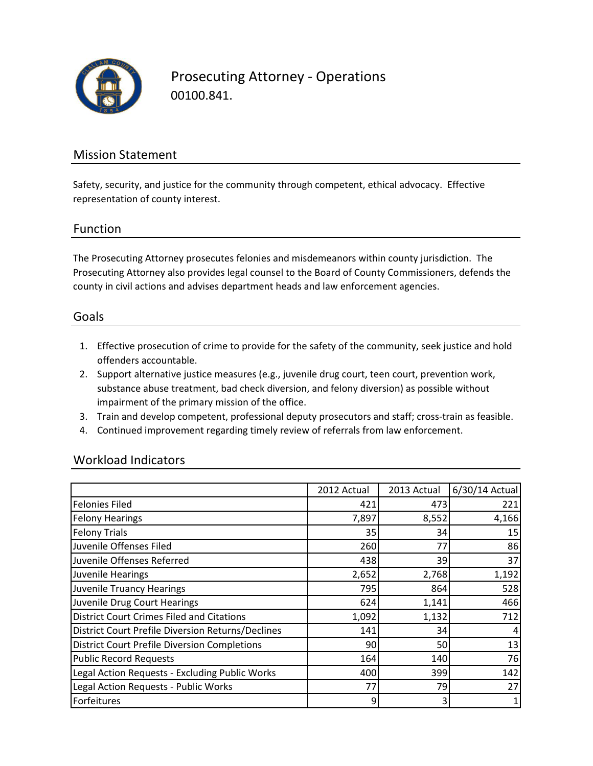# Prosecuting Attorney - Operations

00100.841.

## Mission Statement

Safety, security, and justice for the community through competent, ethical advocacy. Effective representation of county interest.

## Function

The Prosecuting Attorney prosecutes felonies and misdemeanors within county jurisdiction. The Prosecuting Attorney also provides legal counsel to the Board of County Commissioners, defends the county in civil actions and advises department heads and law enforcement agencies.

## Goals

1. Effective prosecution of crime to provide for the safety of the community, seek justice and hold offenders accountable.
2. Support alternative justice measures (e.g., juvenile drug court, teen court, prevention work, substance abuse treatment, bad check diversion, and felony diversion) as possible without impairment of the primary mission of the office.
3. Train and develop competent, professional deputy prosecutors and staff; cross-train as feasible.
4. Continued improvement regarding timely review of referrals from law enforcement.

## Workload Indicators

| | 2012 Actual | 2013 Actual | 6/30/14 Actual |
|---|---|---|---|
| Felonies Filed | 421 | 473 | 221 |
| Felony Hearings | 7,897 | 8,552 | 4,166 |
| Felony Trials | 35 | 34 | 15 |
| Juvenile Offenses Filed | 260 | 77 | 86 |
| Juvenile Offenses Referred | 438 | 39 | 37 |
| Juvenile Hearings | 2,652 | 2,768 | 1,192 |
| Juvenile Truancy Hearings | 795 | 864 | 528 |
| Juvenile Drug Court Hearings | 624 | 1,141 | 466 |
| District Court Crimes Filed and Citations | 1,092 | 1,132 | 712 |
| District Court Prefile Diversion Returns/Declines | 141 | 34 | 4 |
| District Court Prefile Diversion Completions | 90 | 50 | 13 |
| Public Record Requests | 164 | 140 | 76 |
| Legal Action Requests - Excluding Public Works | 400 | 399 | 142 |
| Legal Action Requests - Public Works | 77 | 79 | 27 |
| Forfeitures | 9 | 3 | 1 |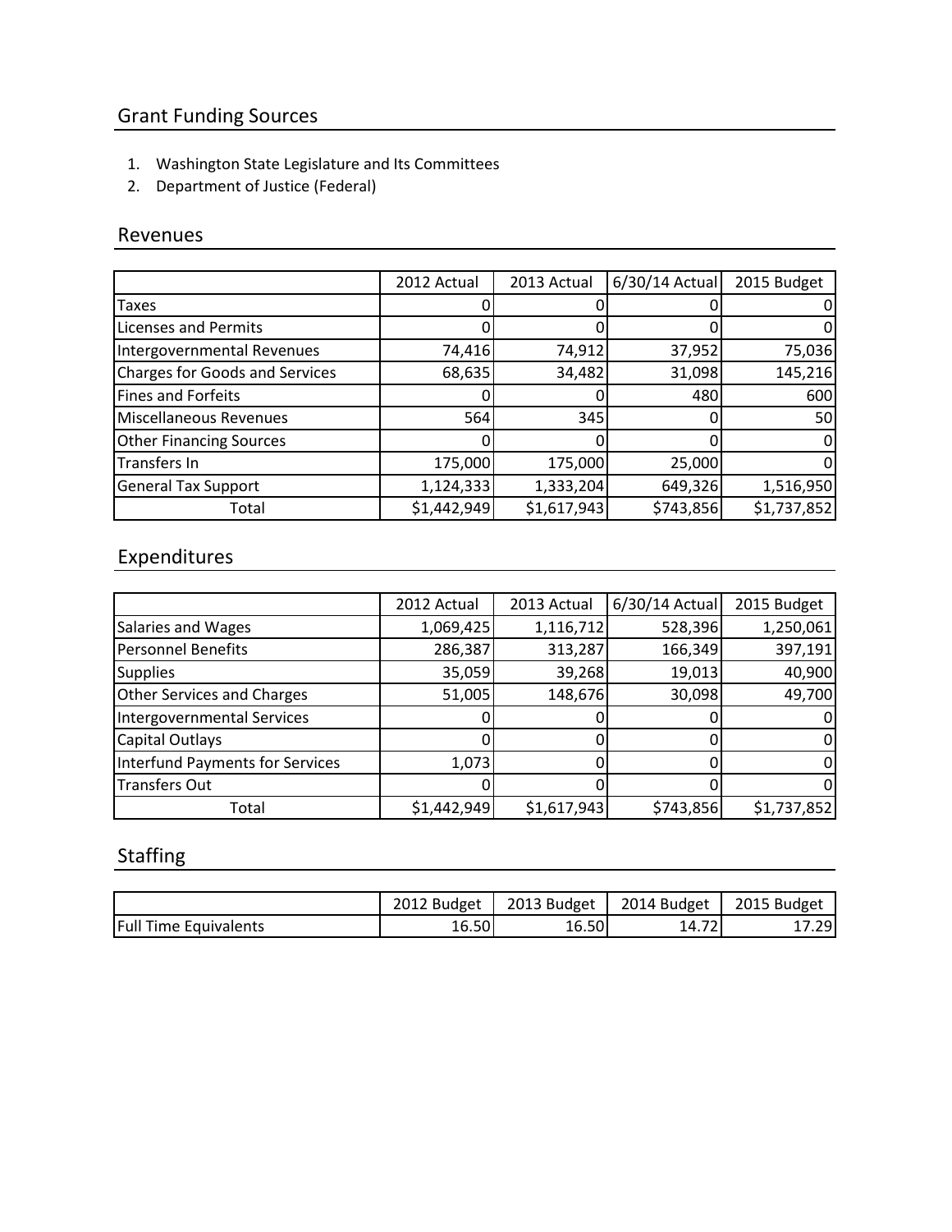## Grant Funding Sources

1. Washington State Legislature and Its Committees
2. Department of Justice (Federal)

## Revenues

| | 2012 Actual | 2013 Actual | 6/30/14 Actual | 2015 Budget |
|---|---|---|---|---|
| Taxes | 0 | 0 | 0 | 0 |
| Licenses and Permits | 0 | 0 | 0 | 0 |
| Intergovernmental Revenues | 74,416 | 74,912 | 37,952 | 75,036 |
| Charges for Goods and Services | 68,635 | 34,482 | 31,098 | 145,216 |
| Fines and Forfeits | 0 | 0 | 480 | 600 |
| Miscellaneous Revenues | 564 | 345 | 0 | 50 |
| Other Financing Sources | 0 | 0 | 0 | 0 |
| Transfers In | 175,000 | 175,000 | 25,000 | 0 |
| General Tax Support | 1,124,333 | 1,333,204 | 649,326 | 1,516,950 |
| Total | $1,442,949 | $1,617,943 | $743,856 | $1,737,852 |

## Expenditures

| | 2012 Actual | 2013 Actual | 6/30/14 Actual | 2015 Budget |
|---|---|---|---|---|
| Salaries and Wages | 1,069,425 | 1,116,712 | 528,396 | 1,250,061 |
| Personnel Benefits | 286,387 | 313,287 | 166,349 | 397,191 |
| Supplies | 35,059 | 39,268 | 19,013 | 40,900 |
| Other Services and Charges | 51,005 | 148,676 | 30,098 | 49,700 |
| Intergovernmental Services | 0 | 0 | 0 | 0 |
| Capital Outlays | 0 | 0 | 0 | 0 |
| Interfund Payments for Services | 1,073 | 0 | 0 | 0 |
| Transfers Out | 0 | 0 | 0 | 0 |
| Total | $1,442,949 | $1,617,943 | $743,856 | $1,737,852 |

## Staffing

| | 2012 Budget | 2013 Budget | 2014 Budget | 2015 Budget |
|---|---|---|---|---|
| Full Time Equivalents | 16.50 | 16.50 | 14.72 | 17.29 |